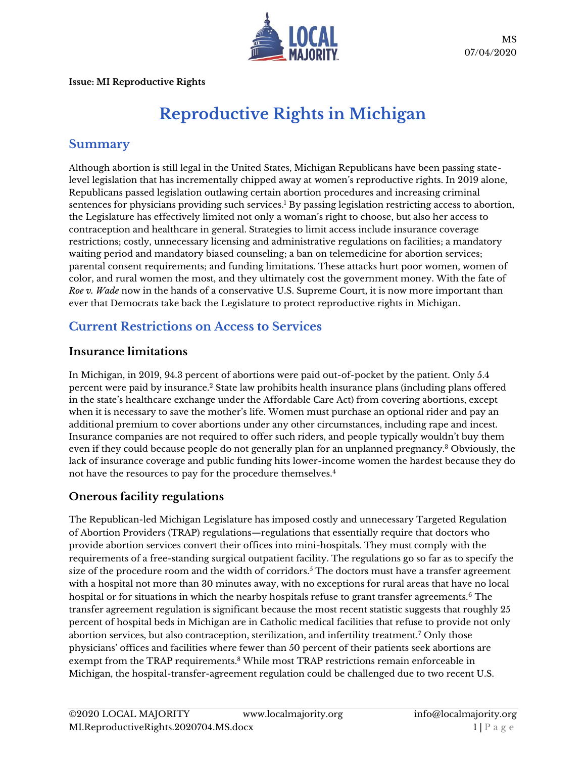MS
07/04/2020

**Issue: MI Reproductive Rights**

# Reproductive Rights in Michigan

## Summary

Although abortion is still legal in the United States, Michigan Republicans have been passing state-level legislation that has incrementally chipped away at women's reproductive rights. In 2019 alone, Republicans passed legislation outlawing certain abortion procedures and increasing criminal sentences for physicians providing such services.[1] By passing legislation restricting access to abortion, the Legislature has effectively limited not only a woman's right to choose, but also her access to contraception and healthcare in general. Strategies to limit access include insurance coverage restrictions; costly, unnecessary licensing and administrative regulations on facilities; a mandatory waiting period and mandatory biased counseling; a ban on telemedicine for abortion services; parental consent requirements; and funding limitations. These attacks hurt poor women, women of color, and rural women the most, and they ultimately cost the government money. With the fate of *Roe v. Wade* now in the hands of a conservative U.S. Supreme Court, it is now more important than ever that Democrats take back the Legislature to protect reproductive rights in Michigan.

## Current Restrictions on Access to Services

### Insurance limitations

In Michigan, in 2019, 94.3 percent of abortions were paid out-of-pocket by the patient. Only 5.4 percent were paid by insurance.[2] State law prohibits health insurance plans (including plans offered in the state's healthcare exchange under the Affordable Care Act) from covering abortions, except when it is necessary to save the mother's life. Women must purchase an optional rider and pay an additional premium to cover abortions under any other circumstances, including rape and incest. Insurance companies are not required to offer such riders, and people typically wouldn't buy them even if they could because people do not generally plan for an unplanned pregnancy.[3] Obviously, the lack of insurance coverage and public funding hits lower-income women the hardest because they do not have the resources to pay for the procedure themselves.[4]

### Onerous facility regulations

The Republican-led Michigan Legislature has imposed costly and unnecessary Targeted Regulation of Abortion Providers (TRAP) regulations—regulations that essentially require that doctors who provide abortion services convert their offices into mini-hospitals. They must comply with the requirements of a free-standing surgical outpatient facility. The regulations go so far as to specify the size of the procedure room and the width of corridors.[5] The doctors must have a transfer agreement with a hospital not more than 30 minutes away, with no exceptions for rural areas that have no local hospital or for situations in which the nearby hospitals refuse to grant transfer agreements.[6] The transfer agreement regulation is significant because the most recent statistic suggests that roughly 25 percent of hospital beds in Michigan are in Catholic medical facilities that refuse to provide not only abortion services, but also contraception, sterilization, and infertility treatment.[7] Only those physicians' offices and facilities where fewer than 50 percent of their patients seek abortions are exempt from the TRAP requirements.[8] While most TRAP restrictions remain enforceable in Michigan, the hospital-transfer-agreement regulation could be challenged due to two recent U.S.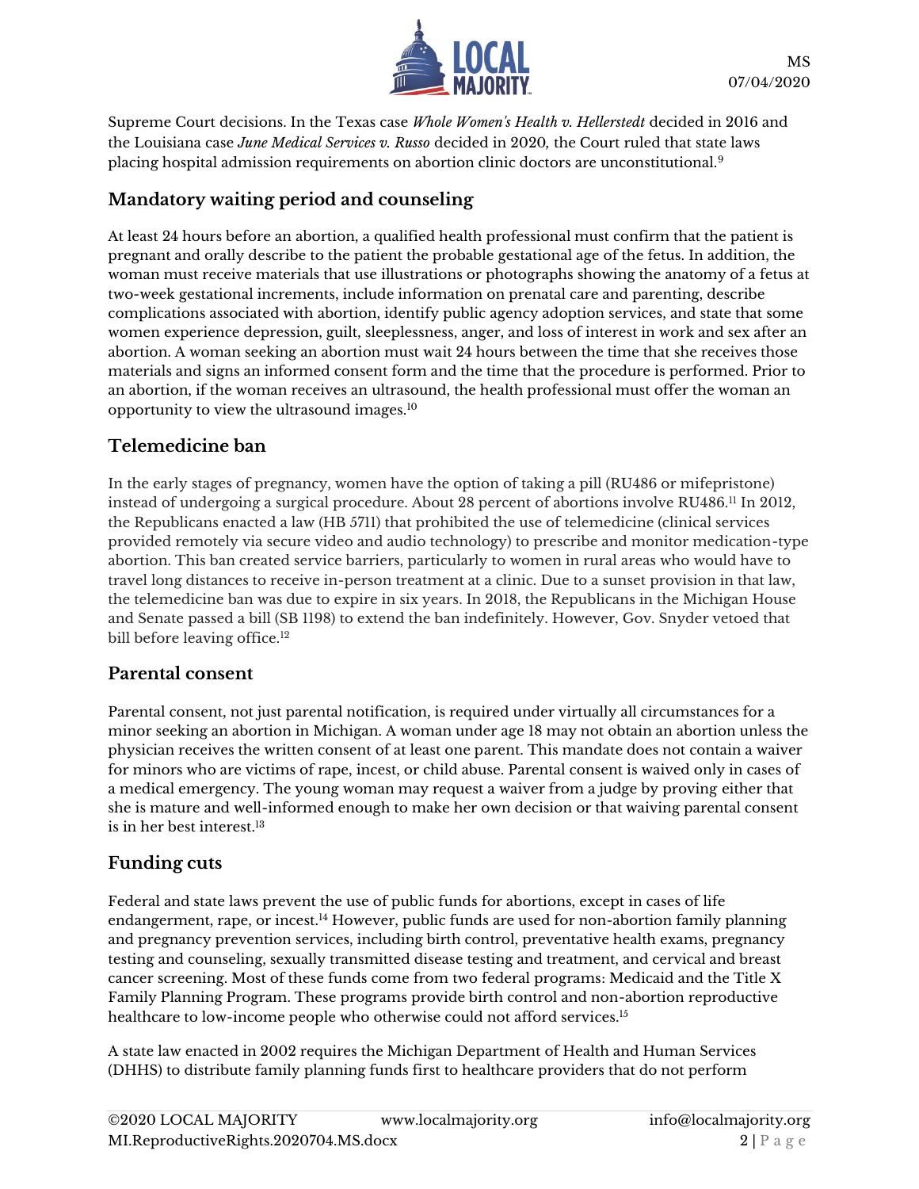Supreme Court decisions. In the Texas case *Whole Women's Health v. Hellerstedt* decided in 2016 and the Louisiana case *June Medical Services v. Russo* decided in 2020, the Court ruled that state laws placing hospital admission requirements on abortion clinic doctors are unconstitutional.[9]

## Mandatory waiting period and counseling

At least 24 hours before an abortion, a qualified health professional must confirm that the patient is pregnant and orally describe to the patient the probable gestational age of the fetus. In addition, the woman must receive materials that use illustrations or photographs showing the anatomy of a fetus at two-week gestational increments, include information on prenatal care and parenting, describe complications associated with abortion, identify public agency adoption services, and state that some women experience depression, guilt, sleeplessness, anger, and loss of interest in work and sex after an abortion. A woman seeking an abortion must wait 24 hours between the time that she receives those materials and signs an informed consent form and the time that the procedure is performed. Prior to an abortion, if the woman receives an ultrasound, the health professional must offer the woman an opportunity to view the ultrasound images.[10]

## Telemedicine ban

In the early stages of pregnancy, women have the option of taking a pill (RU486 or mifepristone) instead of undergoing a surgical procedure. About 28 percent of abortions involve RU486.[11] In 2012, the Republicans enacted a law (HB 5711) that prohibited the use of telemedicine (clinical services provided remotely via secure video and audio technology) to prescribe and monitor medication-type abortion. This ban created service barriers, particularly to women in rural areas who would have to travel long distances to receive in-person treatment at a clinic. Due to a sunset provision in that law, the telemedicine ban was due to expire in six years. In 2018, the Republicans in the Michigan House and Senate passed a bill (SB 1198) to extend the ban indefinitely. However, Gov. Snyder vetoed that bill before leaving office.[12]

## Parental consent

Parental consent, not just parental notification, is required under virtually all circumstances for a minor seeking an abortion in Michigan. A woman under age 18 may not obtain an abortion unless the physician receives the written consent of at least one parent. This mandate does not contain a waiver for minors who are victims of rape, incest, or child abuse. Parental consent is waived only in cases of a medical emergency. The young woman may request a waiver from a judge by proving either that she is mature and well-informed enough to make her own decision or that waiving parental consent is in her best interest.[13]

## Funding cuts

Federal and state laws prevent the use of public funds for abortions, except in cases of life endangerment, rape, or incest.[14] However, public funds are used for non-abortion family planning and pregnancy prevention services, including birth control, preventative health exams, pregnancy testing and counseling, sexually transmitted disease testing and treatment, and cervical and breast cancer screening. Most of these funds come from two federal programs: Medicaid and the Title X Family Planning Program. These programs provide birth control and non-abortion reproductive healthcare to low-income people who otherwise could not afford services.[15]

A state law enacted in 2002 requires the Michigan Department of Health and Human Services (DHHS) to distribute family planning funds first to healthcare providers that do not perform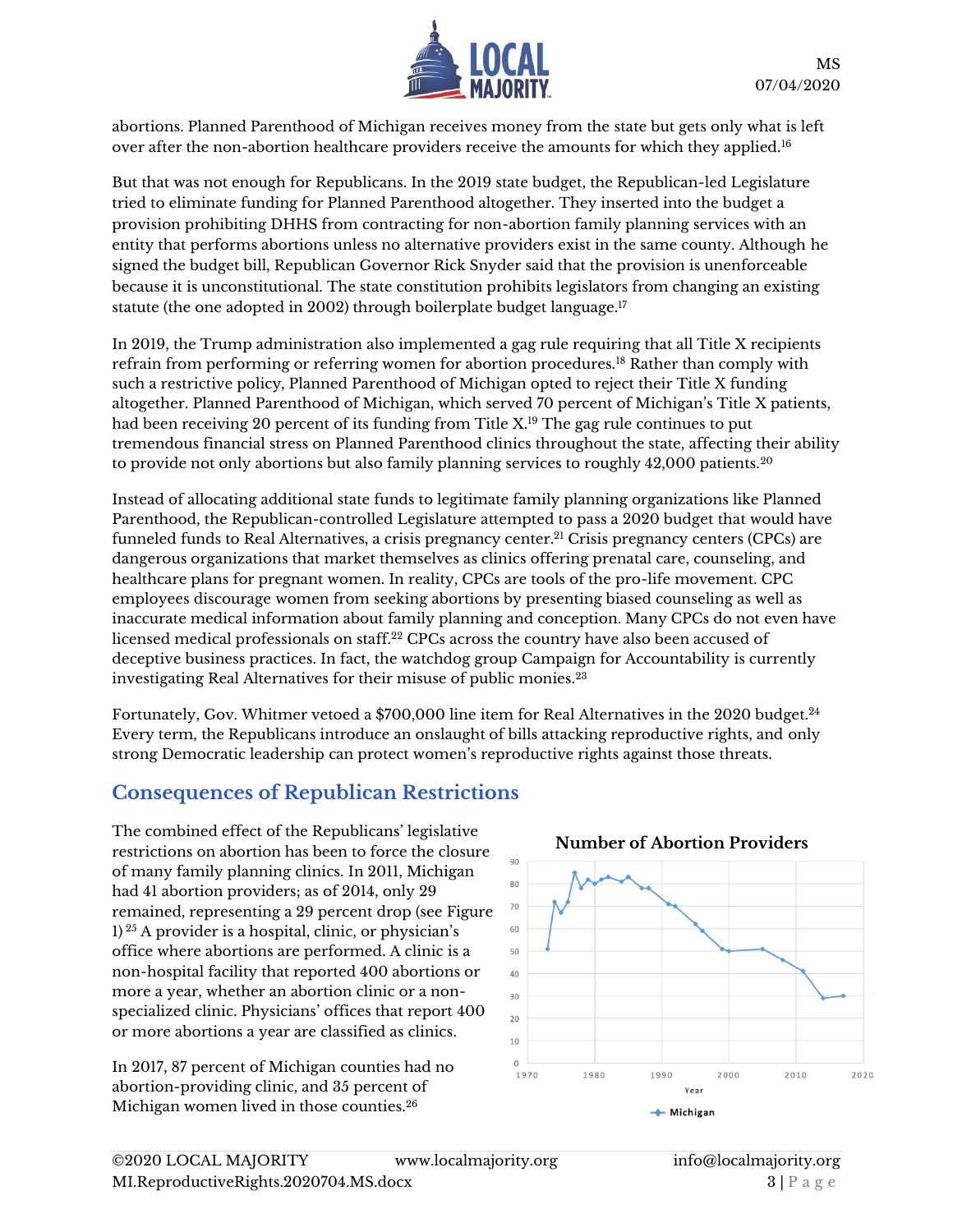abortions. Planned Parenthood of Michigan receives money from the state but gets only what is left over after the non-abortion healthcare providers receive the amounts for which they applied.[16]

But that was not enough for Republicans. In the 2019 state budget, the Republican-led Legislature tried to eliminate funding for Planned Parenthood altogether. They inserted into the budget a provision prohibiting DHHS from contracting for non-abortion family planning services with an entity that performs abortions unless no alternative providers exist in the same county. Although he signed the budget bill, Republican Governor Rick Snyder said that the provision is unenforceable because it is unconstitutional. The state constitution prohibits legislators from changing an existing statute (the one adopted in 2002) through boilerplate budget language.[17]

In 2019, the Trump administration also implemented a gag rule requiring that all Title X recipients refrain from performing or referring women for abortion procedures.[18] Rather than comply with such a restrictive policy, Planned Parenthood of Michigan opted to reject their Title X funding altogether. Planned Parenthood of Michigan, which served 70 percent of Michigan's Title X patients, had been receiving 20 percent of its funding from Title X.[19] The gag rule continues to put tremendous financial stress on Planned Parenthood clinics throughout the state, affecting their ability to provide not only abortions but also family planning services to roughly 42,000 patients.[20]

Instead of allocating additional state funds to legitimate family planning organizations like Planned Parenthood, the Republican-controlled Legislature attempted to pass a 2020 budget that would have funneled funds to Real Alternatives, a crisis pregnancy center.[21] Crisis pregnancy centers (CPCs) are dangerous organizations that market themselves as clinics offering prenatal care, counseling, and healthcare plans for pregnant women. In reality, CPCs are tools of the pro-life movement. CPC employees discourage women from seeking abortions by presenting biased counseling as well as inaccurate medical information about family planning and conception. Many CPCs do not even have licensed medical professionals on staff.[22] CPCs across the country have also been accused of deceptive business practices. In fact, the watchdog group Campaign for Accountability is currently investigating Real Alternatives for their misuse of public monies.[23]

Fortunately, Gov. Whitmer vetoed a $700,000 line item for Real Alternatives in the 2020 budget.[24] Every term, the Republicans introduce an onslaught of bills attacking reproductive rights, and only strong Democratic leadership can protect women's reproductive rights against those threats.

## Consequences of Republican Restrictions

The combined effect of the Republicans' legislative restrictions on abortion has been to force the closure of many family planning clinics. In 2011, Michigan had 41 abortion providers; as of 2014, only 29 remained, representing a 29 percent drop (see Figure 1) [25] A provider is a hospital, clinic, or physician's office where abortions are performed. A clinic is a non-hospital facility that reported 400 abortions or more a year, whether an abortion clinic or a non-specialized clinic. Physicians' offices that report 400 or more abortions a year are classified as clinics.

**Number of Abortion Providers**

(Line chart: y-axis 0–90; x-axis Year, 1970–2020; series: Michigan)

In 2017, 87 percent of Michigan counties had no abortion-providing clinic, and 35 percent of Michigan women lived in those counties.[26]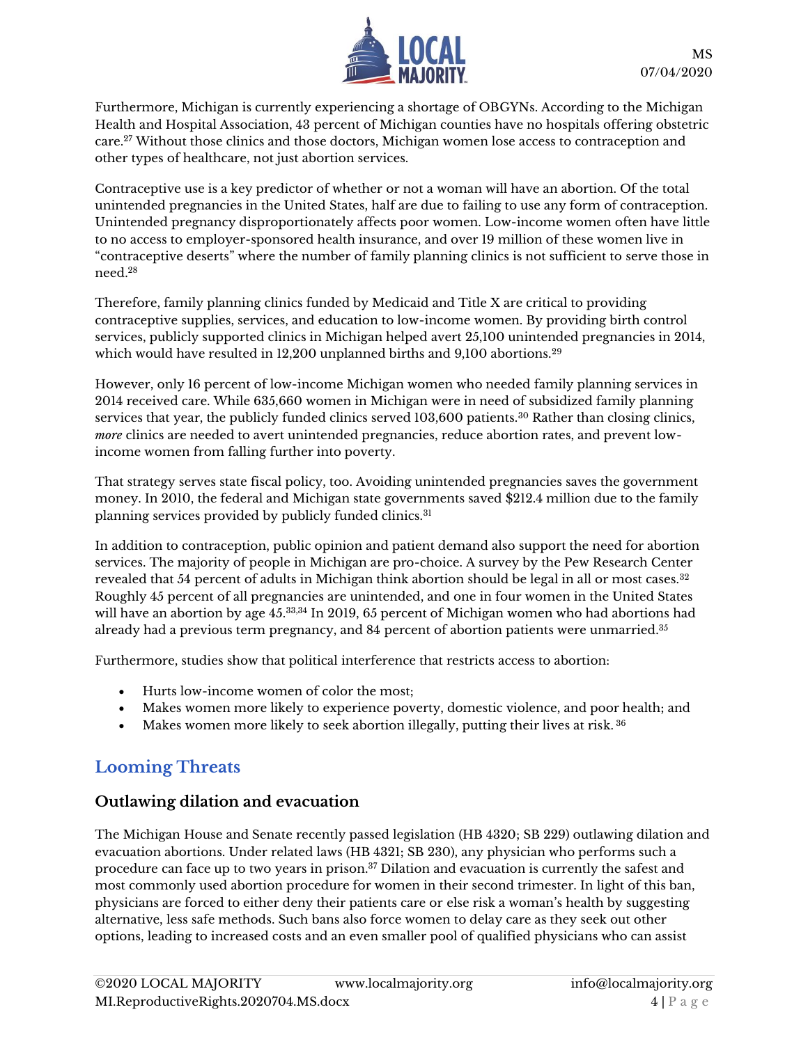Furthermore, Michigan is currently experiencing a shortage of OBGYNs. According to the Michigan Health and Hospital Association, 43 percent of Michigan counties have no hospitals offering obstetric care.[27] Without those clinics and those doctors, Michigan women lose access to contraception and other types of healthcare, not just abortion services.

Contraceptive use is a key predictor of whether or not a woman will have an abortion. Of the total unintended pregnancies in the United States, half are due to failing to use any form of contraception. Unintended pregnancy disproportionately affects poor women. Low-income women often have little to no access to employer-sponsored health insurance, and over 19 million of these women live in "contraceptive deserts" where the number of family planning clinics is not sufficient to serve those in need.[28]

Therefore, family planning clinics funded by Medicaid and Title X are critical to providing contraceptive supplies, services, and education to low-income women. By providing birth control services, publicly supported clinics in Michigan helped avert 25,100 unintended pregnancies in 2014, which would have resulted in 12,200 unplanned births and 9,100 abortions.[29]

However, only 16 percent of low-income Michigan women who needed family planning services in 2014 received care. While 635,660 women in Michigan were in need of subsidized family planning services that year, the publicly funded clinics served 103,600 patients.[30] Rather than closing clinics, *more* clinics are needed to avert unintended pregnancies, reduce abortion rates, and prevent low-income women from falling further into poverty.

That strategy serves state fiscal policy, too. Avoiding unintended pregnancies saves the government money. In 2010, the federal and Michigan state governments saved $212.4 million due to the family planning services provided by publicly funded clinics.[31]

In addition to contraception, public opinion and patient demand also support the need for abortion services. The majority of people in Michigan are pro-choice. A survey by the Pew Research Center revealed that 54 percent of adults in Michigan think abortion should be legal in all or most cases.[32] Roughly 45 percent of all pregnancies are unintended, and one in four women in the United States will have an abortion by age 45.[33,34] In 2019, 65 percent of Michigan women who had abortions had already had a previous term pregnancy, and 84 percent of abortion patients were unmarried.[35]

Furthermore, studies show that political interference that restricts access to abortion:

- Hurts low-income women of color the most;
- Makes women more likely to experience poverty, domestic violence, and poor health; and
- Makes women more likely to seek abortion illegally, putting their lives at risk.[36]

## Looming Threats

### Outlawing dilation and evacuation

The Michigan House and Senate recently passed legislation (HB 4320; SB 229) outlawing dilation and evacuation abortions. Under related laws (HB 4321; SB 230), any physician who performs such a procedure can face up to two years in prison.[37] Dilation and evacuation is currently the safest and most commonly used abortion procedure for women in their second trimester. In light of this ban, physicians are forced to either deny their patients care or else risk a woman's health by suggesting alternative, less safe methods. Such bans also force women to delay care as they seek out other options, leading to increased costs and an even smaller pool of qualified physicians who can assist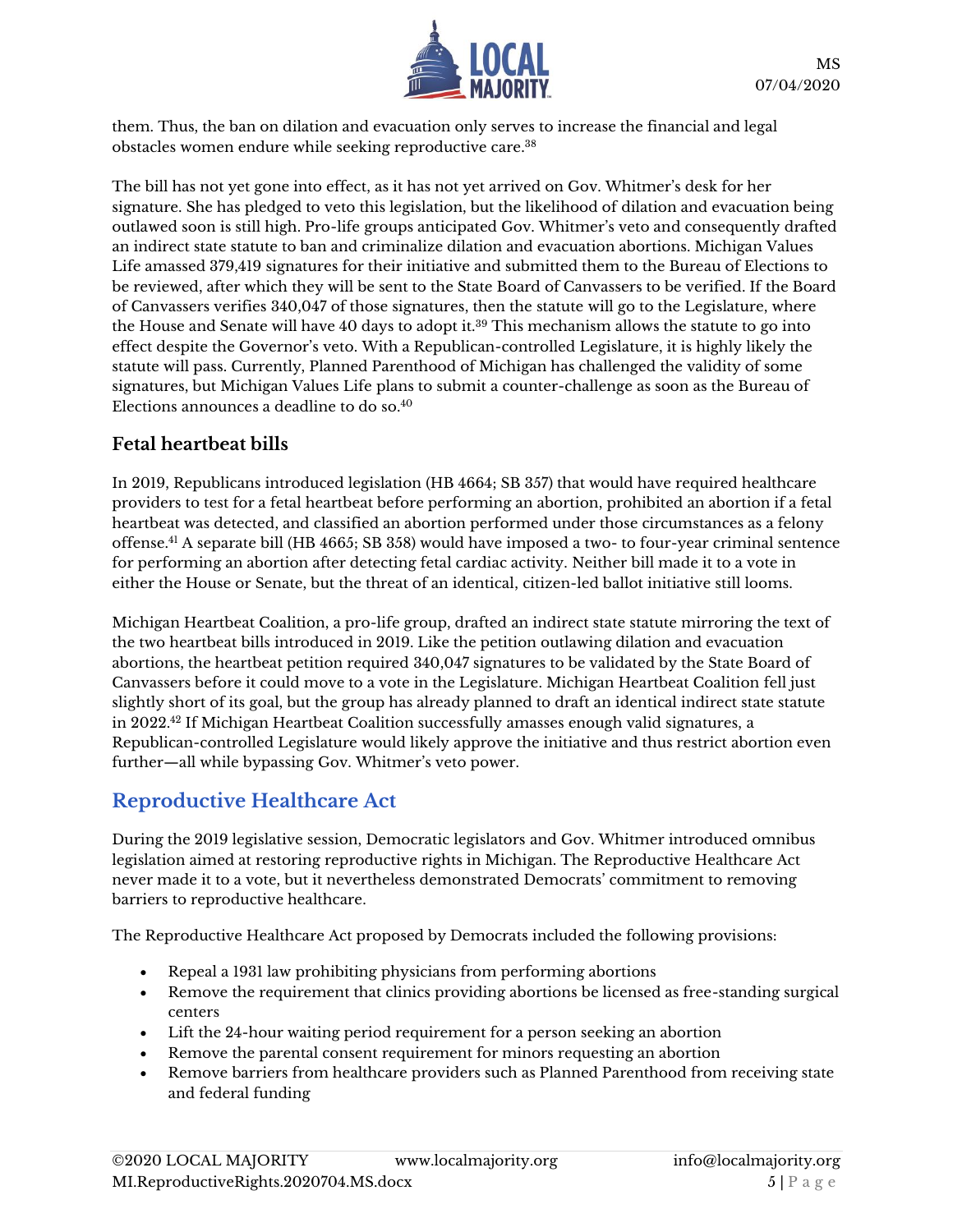them. Thus, the ban on dilation and evacuation only serves to increase the financial and legal obstacles women endure while seeking reproductive care.[38]

The bill has not yet gone into effect, as it has not yet arrived on Gov. Whitmer's desk for her signature. She has pledged to veto this legislation, but the likelihood of dilation and evacuation being outlawed soon is still high. Pro-life groups anticipated Gov. Whitmer's veto and consequently drafted an indirect state statute to ban and criminalize dilation and evacuation abortions. Michigan Values Life amassed 379,419 signatures for their initiative and submitted them to the Bureau of Elections to be reviewed, after which they will be sent to the State Board of Canvassers to be verified. If the Board of Canvassers verifies 340,047 of those signatures, then the statute will go to the Legislature, where the House and Senate will have 40 days to adopt it.[39] This mechanism allows the statute to go into effect despite the Governor's veto. With a Republican-controlled Legislature, it is highly likely the statute will pass. Currently, Planned Parenthood of Michigan has challenged the validity of some signatures, but Michigan Values Life plans to submit a counter-challenge as soon as the Bureau of Elections announces a deadline to do so.[40]

### Fetal heartbeat bills

In 2019, Republicans introduced legislation (HB 4664; SB 357) that would have required healthcare providers to test for a fetal heartbeat before performing an abortion, prohibited an abortion if a fetal heartbeat was detected, and classified an abortion performed under those circumstances as a felony offense.[41] A separate bill (HB 4665; SB 358) would have imposed a two- to four-year criminal sentence for performing an abortion after detecting fetal cardiac activity. Neither bill made it to a vote in either the House or Senate, but the threat of an identical, citizen-led ballot initiative still looms.

Michigan Heartbeat Coalition, a pro-life group, drafted an indirect state statute mirroring the text of the two heartbeat bills introduced in 2019. Like the petition outlawing dilation and evacuation abortions, the heartbeat petition required 340,047 signatures to be validated by the State Board of Canvassers before it could move to a vote in the Legislature. Michigan Heartbeat Coalition fell just slightly short of its goal, but the group has already planned to draft an identical indirect state statute in 2022.[42] If Michigan Heartbeat Coalition successfully amasses enough valid signatures, a Republican-controlled Legislature would likely approve the initiative and thus restrict abortion even further—all while bypassing Gov. Whitmer's veto power.

## Reproductive Healthcare Act

During the 2019 legislative session, Democratic legislators and Gov. Whitmer introduced omnibus legislation aimed at restoring reproductive rights in Michigan. The Reproductive Healthcare Act never made it to a vote, but it nevertheless demonstrated Democrats' commitment to removing barriers to reproductive healthcare.

The Reproductive Healthcare Act proposed by Democrats included the following provisions:

- Repeal a 1931 law prohibiting physicians from performing abortions
- Remove the requirement that clinics providing abortions be licensed as free-standing surgical centers
- Lift the 24-hour waiting period requirement for a person seeking an abortion
- Remove the parental consent requirement for minors requesting an abortion
- Remove barriers from healthcare providers such as Planned Parenthood from receiving state and federal funding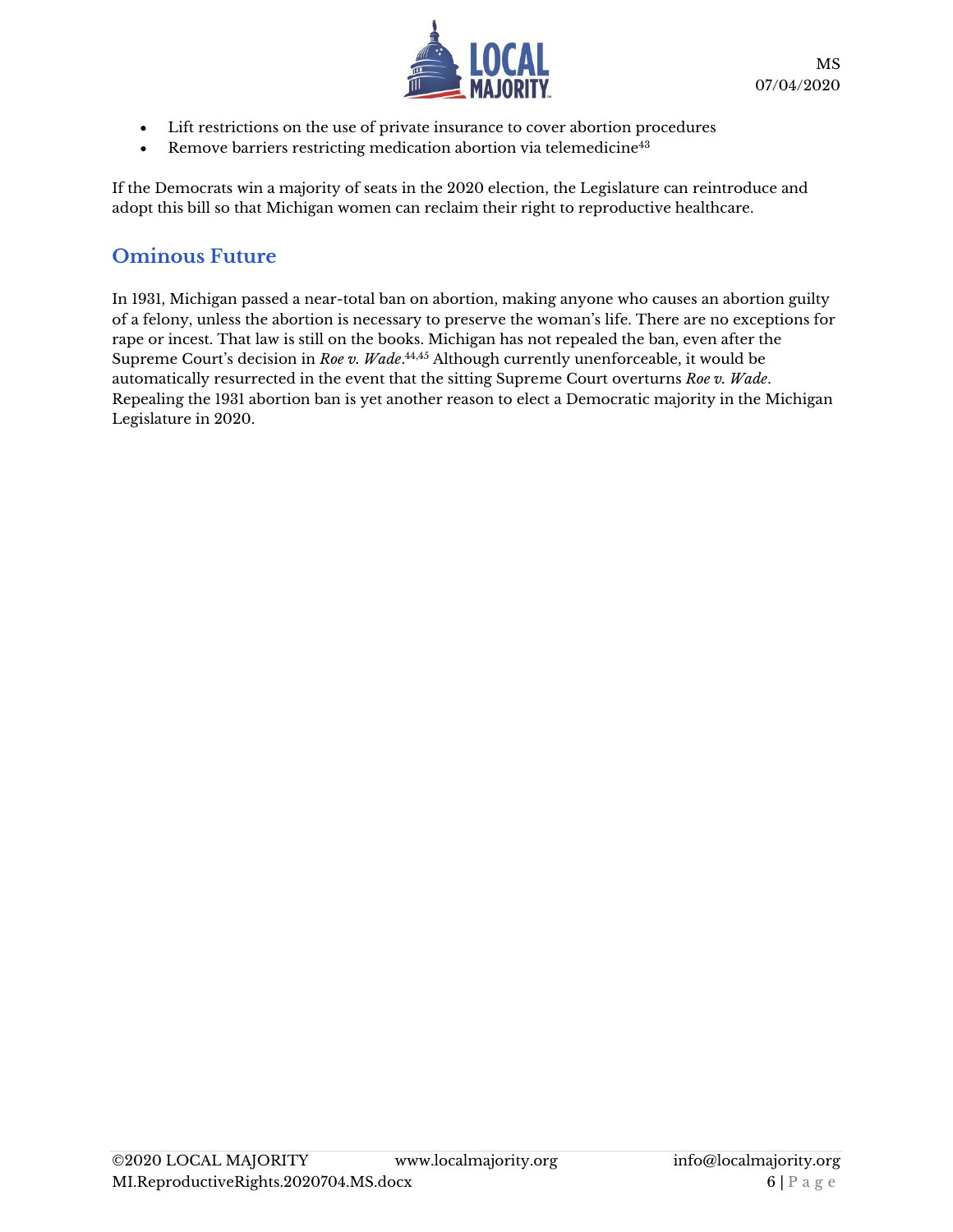- Lift restrictions on the use of private insurance to cover abortion procedures
- Remove barriers restricting medication abortion via telemedicine[43]

If the Democrats win a majority of seats in the 2020 election, the Legislature can reintroduce and adopt this bill so that Michigan women can reclaim their right to reproductive healthcare.

## Ominous Future

In 1931, Michigan passed a near-total ban on abortion, making anyone who causes an abortion guilty of a felony, unless the abortion is necessary to preserve the woman's life. There are no exceptions for rape or incest. That law is still on the books. Michigan has not repealed the ban, even after the Supreme Court's decision in *Roe v. Wade*.[44,45] Although currently unenforceable, it would be automatically resurrected in the event that the sitting Supreme Court overturns *Roe v. Wade*. Repealing the 1931 abortion ban is yet another reason to elect a Democratic majority in the Michigan Legislature in 2020.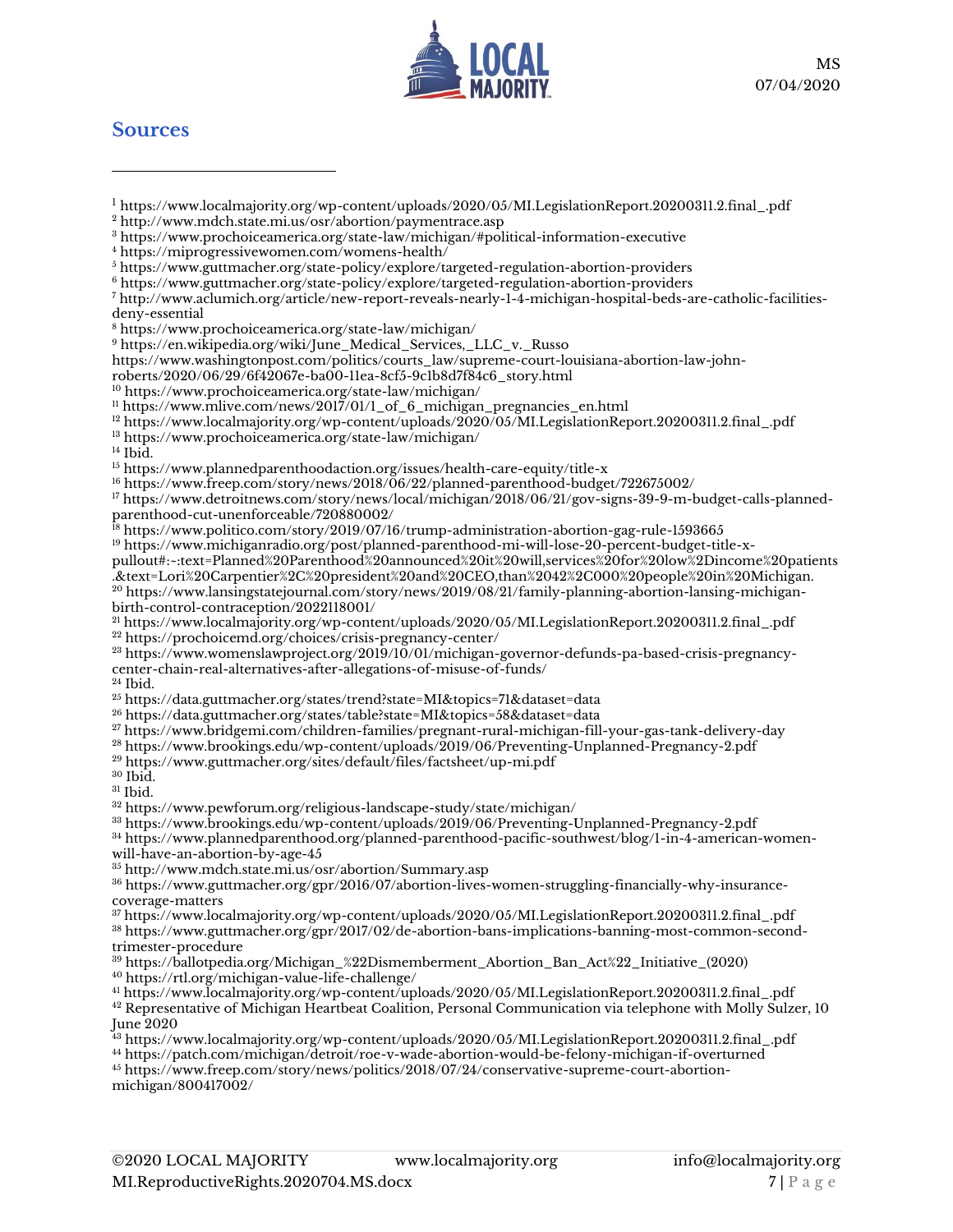## Sources

[1] https://www.localmajority.org/wp-content/uploads/2020/05/MI.LegislationReport.20200311.2.final_.pdf
[2] http://www.mdch.state.mi.us/osr/abortion/paymentrace.asp
[3] https://www.prochoiceamerica.org/state-law/michigan/#political-information-executive
[4] https://miprogressivewomen.com/womens-health/
[5] https://www.guttmacher.org/state-policy/explore/targeted-regulation-abortion-providers
[6] https://www.guttmacher.org/state-policy/explore/targeted-regulation-abortion-providers
[7] http://www.aclumich.org/article/new-report-reveals-nearly-1-4-michigan-hospital-beds-are-catholic-facilities-deny-essential
[8] https://www.prochoiceamerica.org/state-law/michigan/
[9] https://en.wikipedia.org/wiki/June_Medical_Services,_LLC_v._Russo
https://www.washingtonpost.com/politics/courts_law/supreme-court-louisiana-abortion-law-john-roberts/2020/06/29/6f42067e-ba00-11ea-8cf5-9c1b8d7f84c6_story.html
[10] https://www.prochoiceamerica.org/state-law/michigan/
[11] https://www.mlive.com/news/2017/01/1_of_6_michigan_pregnancies_en.html
[12] https://www.localmajority.org/wp-content/uploads/2020/05/MI.LegislationReport.20200311.2.final_.pdf
[13] https://www.prochoiceamerica.org/state-law/michigan/
[14] Ibid.
[15] https://www.plannedparenthoodaction.org/issues/health-care-equity/title-x
[16] https://www.freep.com/story/news/2018/06/22/planned-parenthood-budget/722675002/
[17] https://www.detroitnews.com/story/news/local/michigan/2018/06/21/gov-signs-39-9-m-budget-calls-planned-parenthood-cut-unenforceable/720880002/
[18] https://www.politico.com/story/2019/07/16/trump-administration-abortion-gag-rule-1593665
[19] https://www.michiganradio.org/post/planned-parenthood-mi-will-lose-20-percent-budget-title-x-pullout#:~:text=Planned%20Parenthood%20announced%20it%20will,services%20for%20low%2Dincome%20patients.&text=Lori%20Carpentier%2C%20president%20and%20CEO,than%2042%2C000%20people%20in%20Michigan.
[20] https://www.lansingstatejournal.com/story/news/2019/08/21/family-planning-abortion-lansing-michigan-birth-control-contraception/2022118001/
[21] https://www.localmajority.org/wp-content/uploads/2020/05/MI.LegislationReport.20200311.2.final_.pdf
[22] https://prochoicemd.org/choices/crisis-pregnancy-center/
[23] https://www.womenslawproject.org/2019/10/01/michigan-governor-defunds-pa-based-crisis-pregnancy-center-chain-real-alternatives-after-allegations-of-misuse-of-funds/
[24] Ibid.
[25] https://data.guttmacher.org/states/trend?state=MI&topics=71&dataset=data
[26] https://data.guttmacher.org/states/table?state=MI&topics=58&dataset=data
[27] https://www.bridgemi.com/children-families/pregnant-rural-michigan-fill-your-gas-tank-delivery-day
[28] https://www.brookings.edu/wp-content/uploads/2019/06/Preventing-Unplanned-Pregnancy-2.pdf
[29] https://www.guttmacher.org/sites/default/files/factsheet/up-mi.pdf
[30] Ibid.
[31] Ibid.
[32] https://www.pewforum.org/religious-landscape-study/state/michigan/
[33] https://www.brookings.edu/wp-content/uploads/2019/06/Preventing-Unplanned-Pregnancy-2.pdf
[34] https://www.plannedparenthood.org/planned-parenthood-pacific-southwest/blog/1-in-4-american-women-will-have-an-abortion-by-age-45
[35] http://www.mdch.state.mi.us/osr/abortion/Summary.asp
[36] https://www.guttmacher.org/gpr/2016/07/abortion-lives-women-struggling-financially-why-insurance-coverage-matters
[37] https://www.localmajority.org/wp-content/uploads/2020/05/MI.LegislationReport.20200311.2.final_.pdf
[38] https://www.guttmacher.org/gpr/2017/02/de-abortion-bans-implications-banning-most-common-second-trimester-procedure
[39] https://ballotpedia.org/Michigan_%22Dismemberment_Abortion_Ban_Act%22_Initiative_(2020)
[40] https://rtl.org/michigan-value-life-challenge/
[41] https://www.localmajority.org/wp-content/uploads/2020/05/MI.LegislationReport.20200311.2.final_.pdf
[42] Representative of Michigan Heartbeat Coalition, Personal Communication via telephone with Molly Sulzer, 10 June 2020
[43] https://www.localmajority.org/wp-content/uploads/2020/05/MI.LegislationReport.20200311.2.final_.pdf
[44] https://patch.com/michigan/detroit/roe-v-wade-abortion-would-be-felony-michigan-if-overturned
[45] https://www.freep.com/story/news/politics/2018/07/24/conservative-supreme-court-abortion-michigan/800417002/